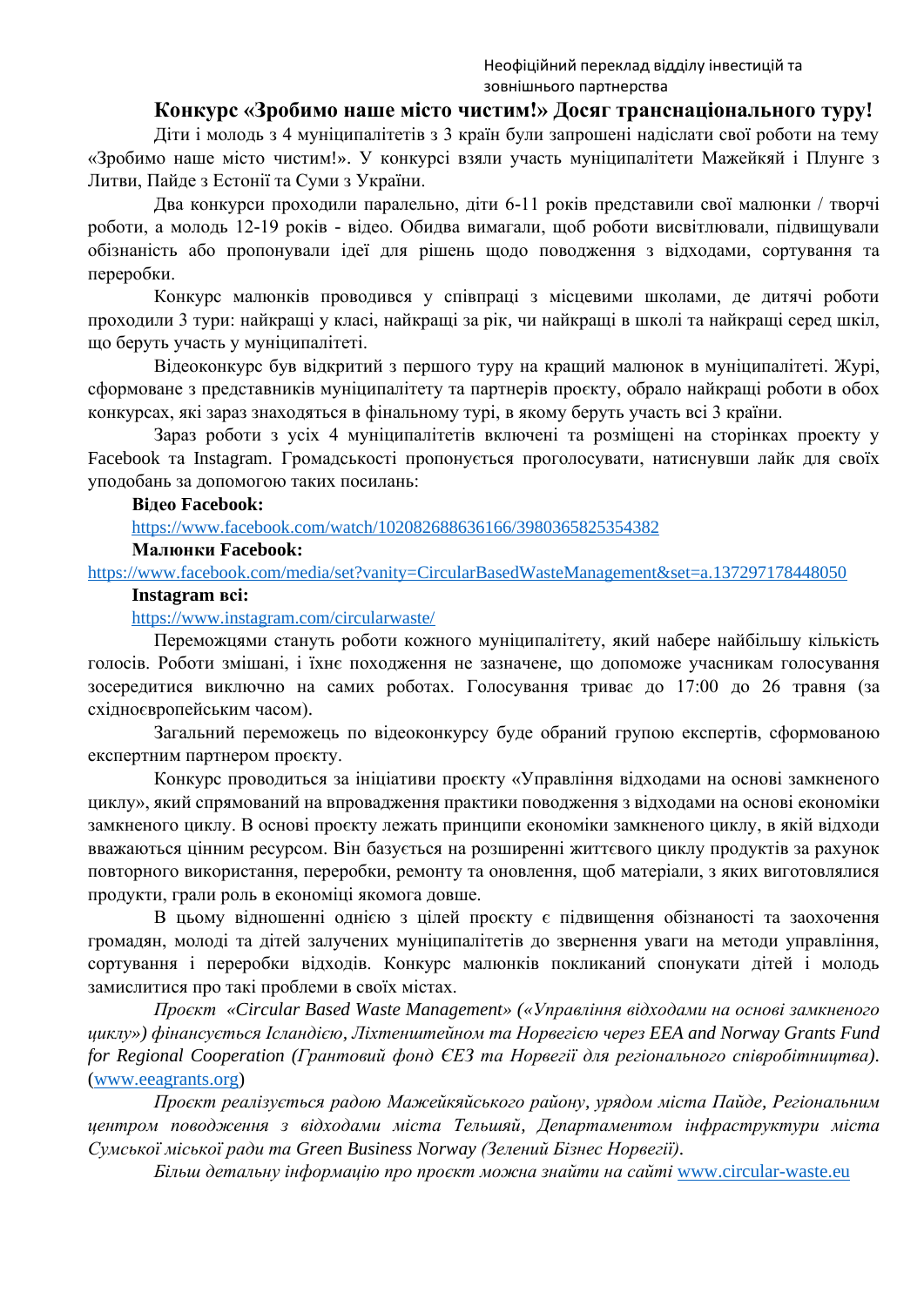Неофіційний переклад відділу інвестицій та зовнішнього партнерства

# Конкурс «Зробимо наше місто чистим!» Досяг транснаціонального туру!

Діти і молодь з 4 муніципалітетів з 3 країн були запрошені надіслати свої роботи на тему «Зробимо наше місто чистим!». У конкурсі взяли участь муніципалітети Мажейкяй і Плунге з Литви, Пайде з Естонії та Суми з України.

Два конкурси проходили паралельно, діти 6-11 років представили свої малюнки / творчі роботи, а молодь 12-19 років - відео. Обидва вимагали, щоб роботи висвітлювали, підвищували обізнаність або пропонували ідеї для рішень щодо поводження з відходами, сортування та переробки.

Конкурс малюнків проводився у співпраці з місцевими школами, де дитячі роботи проходили 3 тури: найкращі у класі, найкращі за рік, чи найкращі в школі та найкращі серед шкіл, що беруть участь у муніципалітеті.

Відеоконкурс був відкритий з першого туру на кращий малюнок в муніципалітеті. Журі, сформоване з представників муніципалітету та партнерів проєкту, обрало найкращі роботи в обох конкурсах, які зараз знаходяться в фінальному турі, в якому беруть участь всі 3 країни.

Зараз роботи з усіх 4 муніципалітетів включені та розміщені на сторінках проекту у Facebook та Instagram. Громадськості пропонується проголосувати, натиснувши лайк для своїх уподобань за допомогою таких посилань:

**Відео Facebook:**

https://www.facebook.com/watch/102082688636166/3980365825354382

**Малюнки Facebook:**

https://www.facebook.com/media/set?vanity=CircularBasedWasteManagement&set=a.137297178448050

**Instagram всі:**

https://www.instagram.com/circularwaste/

Переможцями стануть роботи кожного муніципалітету, який набере найбільшу кількість голосів. Роботи змішані, і їхнє походження не зазначене, що допоможе учасникам голосування зосередитися виключно на самих роботах. Голосування триває до 17:00 до 26 травня (за східноєвропейським часом).

Загальний переможець по відеоконкурсу буде обраний групою експертів, сформованою експертним партнером проєкту.

Конкурс проводиться за ініціативи проєкту «Управління відходами на основі замкненого циклу», який спрямований на впровадження практики поводження з відходами на основі економіки замкненого циклу. В основі проєкту лежать принципи економіки замкненого циклу, в якій відходи вважаються цінним ресурсом. Він базується на розширенні життєвого циклу продуктів за рахунок повторного використання, переробки, ремонту та оновлення, щоб матеріали, з яких виготовлялися продукти, грали роль в економіці якомога довше.

В цьому відношенні однією з цілей проєкту є підвищення обізнаності та заохочення громадян, молоді та дітей залучених муніципалітетів до звернення уваги на методи управління, сортування і переробки відходів. Конкурс малюнків покликаний спонукати дітей і молодь замислитися про такі проблеми в своїх містах.

*Проєкт «Circular Based Waste Management» («Управління відходами на основі замкненого циклу») фінансується Ісландією, Ліхтенштейном та Норвегією через EEA and Norway Grants Fund for Regional Cooperation (Грантовий фонд ЄЗ та Норвегії для регіонального співробітництва).* (www.eeagrants.org)

*Проєкт реалізується радою Мажейкяйського району, урядом міста Пайде, Регіональним центром поводження з відходами міста Тельшяй, Департаментом інфраструктури міста Сумської міської ради та Green Business Norway (Зелений Бізнес Норвегії).*

*Більш детальну інформацію про проєкт можна знайти на сайті* www.circular-waste.eu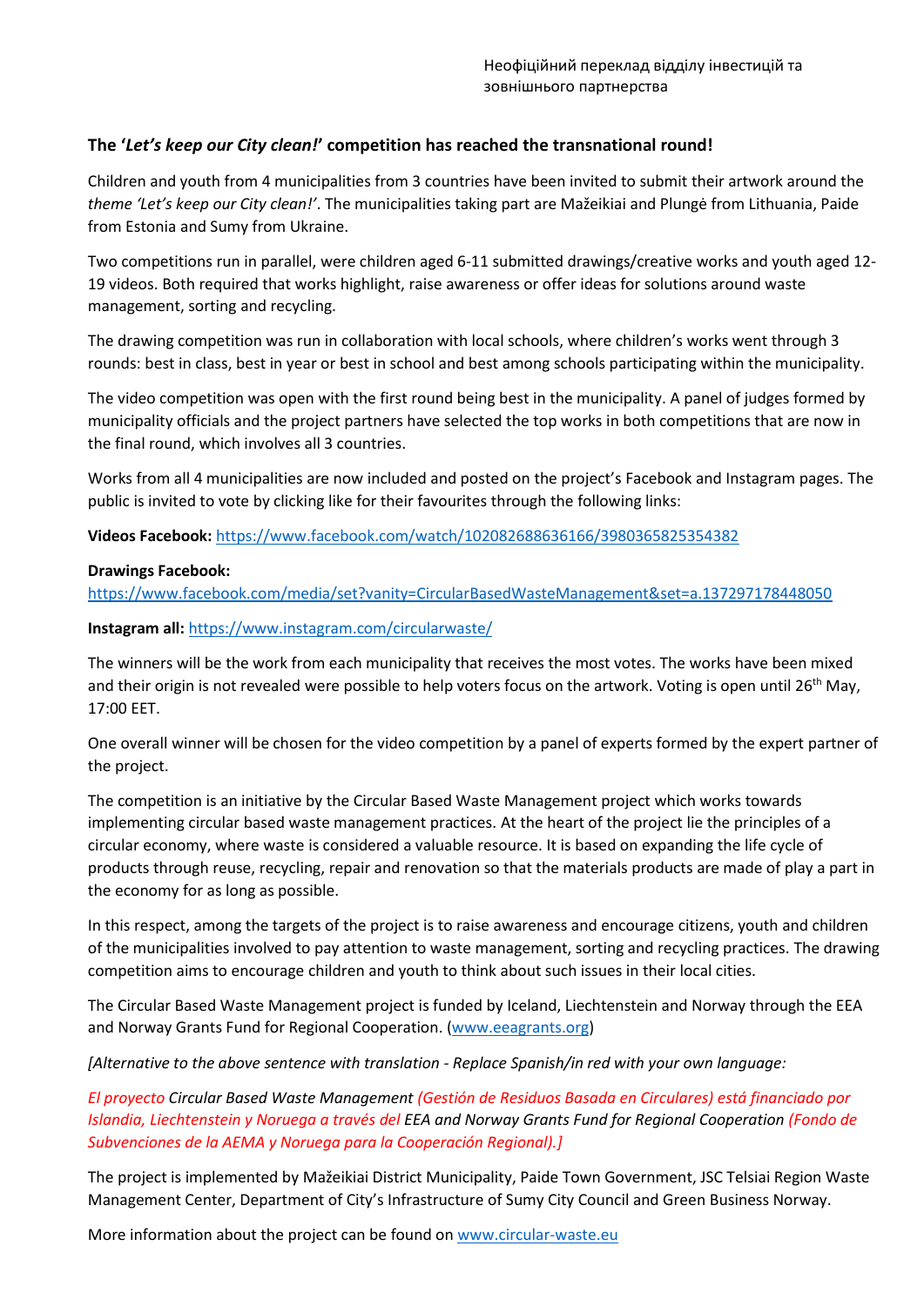Неофіційний переклад відділу інвестицій та зовнішнього партнерства

**The '*Let's keep our City clean!*' competition has reached the transnational round!**

Children and youth from 4 municipalities from 3 countries have been invited to submit their artwork around the *theme 'Let's keep our City clean!'*. The municipalities taking part are Mažeikiai and Plungė from Lithuania, Paide from Estonia and Sumy from Ukraine.

Two competitions run in parallel, were children aged 6-11 submitted drawings/creative works and youth aged 12-19 videos. Both required that works highlight, raise awareness or offer ideas for solutions around waste management, sorting and recycling.

The drawing competition was run in collaboration with local schools, where children's works went through 3 rounds: best in class, best in year or best in school and best among schools participating within the municipality.

The video competition was open with the first round being best in the municipality. A panel of judges formed by municipality officials and the project partners have selected the top works in both competitions that are now in the final round, which involves all 3 countries.

Works from all 4 municipalities are now included and posted on the project's Facebook and Instagram pages. The public is invited to vote by clicking like for their favourites through the following links:

**Videos Facebook:** https://www.facebook.com/watch/102082688636166/3980365825354382

**Drawings Facebook:**
https://www.facebook.com/media/set?vanity=CircularBasedWasteManagement&set=a.137297178448050

**Instagram all:** https://www.instagram.com/circularwaste/

The winners will be the work from each municipality that receives the most votes. The works have been mixed and their origin is not revealed were possible to help voters focus on the artwork. Voting is open until 26th May, 17:00 EET.

One overall winner will be chosen for the video competition by a panel of experts formed by the expert partner of the project.

The competition is an initiative by the Circular Based Waste Management project which works towards implementing circular based waste management practices. At the heart of the project lie the principles of a circular economy, where waste is considered a valuable resource. It is based on expanding the life cycle of products through reuse, recycling, repair and renovation so that the materials products are made of play a part in the economy for as long as possible.

In this respect, among the targets of the project is to raise awareness and encourage citizens, youth and children of the municipalities involved to pay attention to waste management, sorting and recycling practices. The drawing competition aims to encourage children and youth to think about such issues in their local cities.

The Circular Based Waste Management project is funded by Iceland, Liechtenstein and Norway through the EEA and Norway Grants Fund for Regional Cooperation. (www.eeagrants.org)

*[Alternative to the above sentence with translation - Replace Spanish/in red with your own language:*

*El proyecto Circular Based Waste Management (Gestión de Residuos Basada en Circulares) está financiado por Islandia, Liechtenstein y Noruega a través del EEA and Norway Grants Fund for Regional Cooperation (Fondo de Subvenciones de la AEMA y Noruega para la Cooperación Regional).]*

The project is implemented by Mažeikiai District Municipality, Paide Town Government, JSC Telsiai Region Waste Management Center, Department of City's Infrastructure of Sumy City Council and Green Business Norway.

More information about the project can be found on www.circular-waste.eu